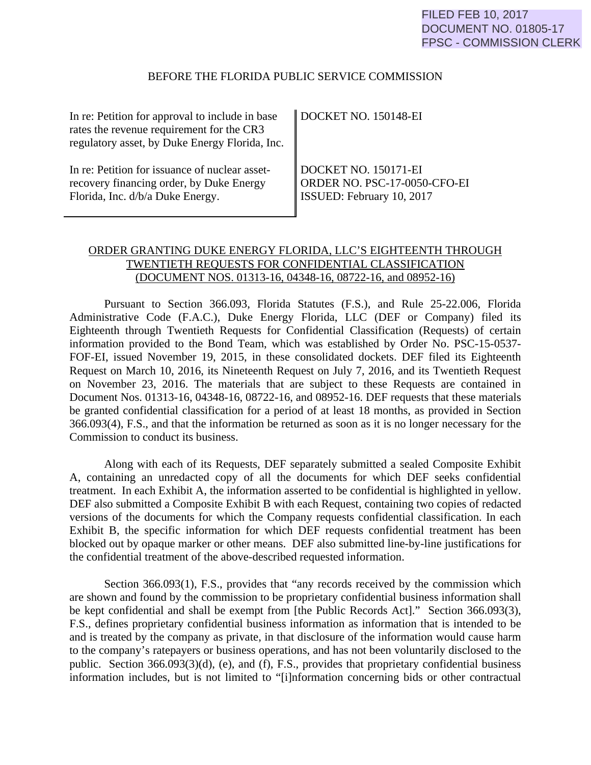FILED FEB 10, 2017
DOCUMENT NO. 01805-17
FPSC - COMMISSION CLERK

BEFORE THE FLORIDA PUBLIC SERVICE COMMISSION

| | |
|---|---|
| In re: Petition for approval to include in base rates the revenue requirement for the CR3 regulatory asset, by Duke Energy Florida, Inc. | DOCKET NO. 150148-EI |
| In re: Petition for issuance of nuclear asset-recovery financing order, by Duke Energy Florida, Inc. d/b/a Duke Energy. | DOCKET NO. 150171-EI<br>ORDER NO. PSC-17-0050-CFO-EI<br>ISSUED: February 10, 2017 |

ORDER GRANTING DUKE ENERGY FLORIDA, LLC'S EIGHTEENTH THROUGH TWENTIETH REQUESTS FOR CONFIDENTIAL CLASSIFICATION (DOCUMENT NOS. 01313-16, 04348-16, 08722-16, and 08952-16)

Pursuant to Section 366.093, Florida Statutes (F.S.), and Rule 25-22.006, Florida Administrative Code (F.A.C.), Duke Energy Florida, LLC (DEF or Company) filed its Eighteenth through Twentieth Requests for Confidential Classification (Requests) of certain information provided to the Bond Team, which was established by Order No. PSC-15-0537-FOF-EI, issued November 19, 2015, in these consolidated dockets. DEF filed its Eighteenth Request on March 10, 2016, its Nineteenth Request on July 7, 2016, and its Twentieth Request on November 23, 2016. The materials that are subject to these Requests are contained in Document Nos. 01313-16, 04348-16, 08722-16, and 08952-16. DEF requests that these materials be granted confidential classification for a period of at least 18 months, as provided in Section 366.093(4), F.S., and that the information be returned as soon as it is no longer necessary for the Commission to conduct its business.

Along with each of its Requests, DEF separately submitted a sealed Composite Exhibit A, containing an unredacted copy of all the documents for which DEF seeks confidential treatment. In each Exhibit A, the information asserted to be confidential is highlighted in yellow. DEF also submitted a Composite Exhibit B with each Request, containing two copies of redacted versions of the documents for which the Company requests confidential classification. In each Exhibit B, the specific information for which DEF requests confidential treatment has been blocked out by opaque marker or other means. DEF also submitted line-by-line justifications for the confidential treatment of the above-described requested information.

Section 366.093(1), F.S., provides that "any records received by the commission which are shown and found by the commission to be proprietary confidential business information shall be kept confidential and shall be exempt from [the Public Records Act]." Section 366.093(3), F.S., defines proprietary confidential business information as information that is intended to be and is treated by the company as private, in that disclosure of the information would cause harm to the company's ratepayers or business operations, and has not been voluntarily disclosed to the public. Section 366.093(3)(d), (e), and (f), F.S., provides that proprietary confidential business information includes, but is not limited to "[i]nformation concerning bids or other contractual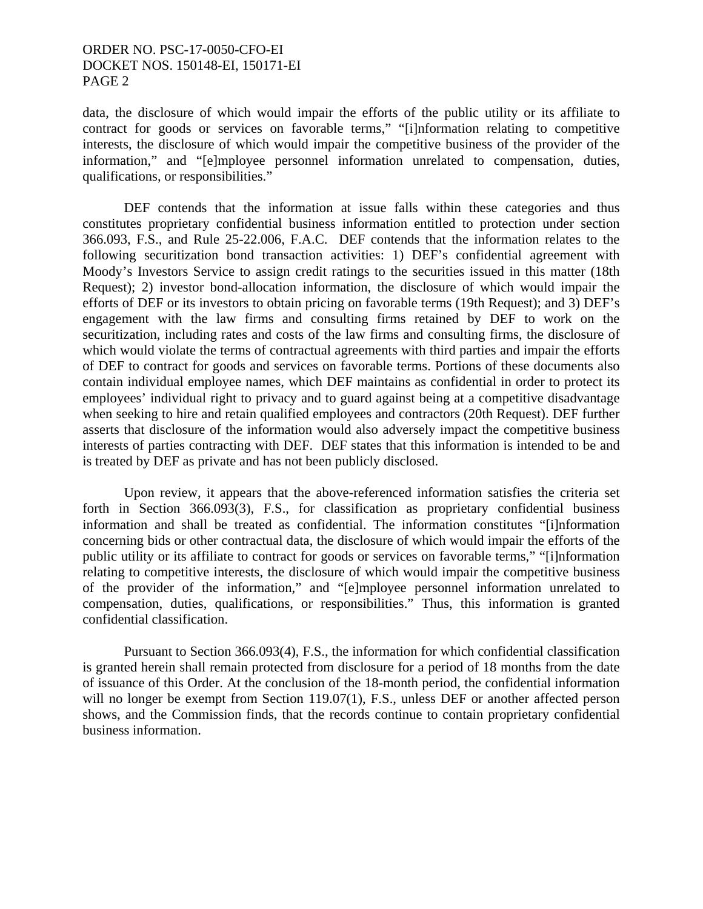data, the disclosure of which would impair the efforts of the public utility or its affiliate to contract for goods or services on favorable terms," "[i]nformation relating to competitive interests, the disclosure of which would impair the competitive business of the provider of the information," and "[e]mployee personnel information unrelated to compensation, duties, qualifications, or responsibilities."

DEF contends that the information at issue falls within these categories and thus constitutes proprietary confidential business information entitled to protection under section 366.093, F.S., and Rule 25-22.006, F.A.C. DEF contends that the information relates to the following securitization bond transaction activities: 1) DEF's confidential agreement with Moody's Investors Service to assign credit ratings to the securities issued in this matter (18th Request); 2) investor bond-allocation information, the disclosure of which would impair the efforts of DEF or its investors to obtain pricing on favorable terms (19th Request); and 3) DEF's engagement with the law firms and consulting firms retained by DEF to work on the securitization, including rates and costs of the law firms and consulting firms, the disclosure of which would violate the terms of contractual agreements with third parties and impair the efforts of DEF to contract for goods and services on favorable terms. Portions of these documents also contain individual employee names, which DEF maintains as confidential in order to protect its employees' individual right to privacy and to guard against being at a competitive disadvantage when seeking to hire and retain qualified employees and contractors (20th Request). DEF further asserts that disclosure of the information would also adversely impact the competitive business interests of parties contracting with DEF. DEF states that this information is intended to be and is treated by DEF as private and has not been publicly disclosed.

Upon review, it appears that the above-referenced information satisfies the criteria set forth in Section 366.093(3), F.S., for classification as proprietary confidential business information and shall be treated as confidential. The information constitutes "[i]nformation concerning bids or other contractual data, the disclosure of which would impair the efforts of the public utility or its affiliate to contract for goods or services on favorable terms," "[i]nformation relating to competitive interests, the disclosure of which would impair the competitive business of the provider of the information," and "[e]mployee personnel information unrelated to compensation, duties, qualifications, or responsibilities." Thus, this information is granted confidential classification.

Pursuant to Section 366.093(4), F.S., the information for which confidential classification is granted herein shall remain protected from disclosure for a period of 18 months from the date of issuance of this Order. At the conclusion of the 18-month period, the confidential information will no longer be exempt from Section 119.07(1), F.S., unless DEF or another affected person shows, and the Commission finds, that the records continue to contain proprietary confidential business information.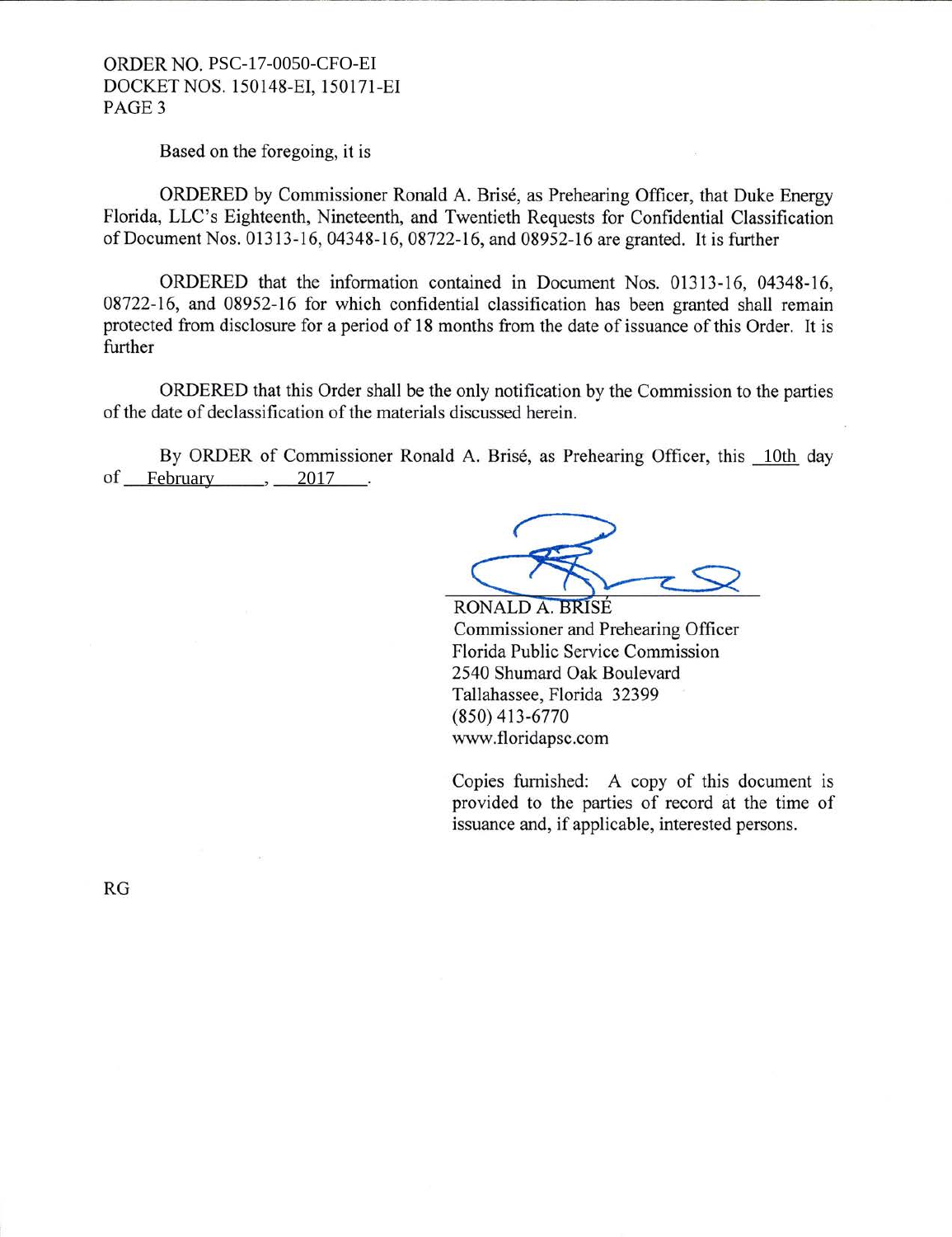Based on the foregoing, it is

ORDERED by Commissioner Ronald A. Brisé, as Prehearing Officer, that Duke Energy Florida, LLC's Eighteenth, Nineteenth, and Twentieth Requests for Confidential Classification of Document Nos. 01313-16, 04348-16, 08722-16, and 08952-16 are granted. It is further

ORDERED that the information contained in Document Nos. 01313-16, 04348-16, 08722-16, and 08952-16 for which confidential classification has been granted shall remain protected from disclosure for a period of 18 months from the date of issuance of this Order. It is further

ORDERED that this Order shall be the only notification by the Commission to the parties of the date of declassification of the materials discussed herein.

By ORDER of Commissioner Ronald A. Brisé, as Prehearing Officer, this 10th day of February, 2017.

RONALD A. BRISÉ
Commissioner and Prehearing Officer
Florida Public Service Commission
2540 Shumard Oak Boulevard
Tallahassee, Florida 32399
(850) 413-6770
www.floridapsc.com

Copies furnished: A copy of this document is provided to the parties of record at the time of issuance and, if applicable, interested persons.

RG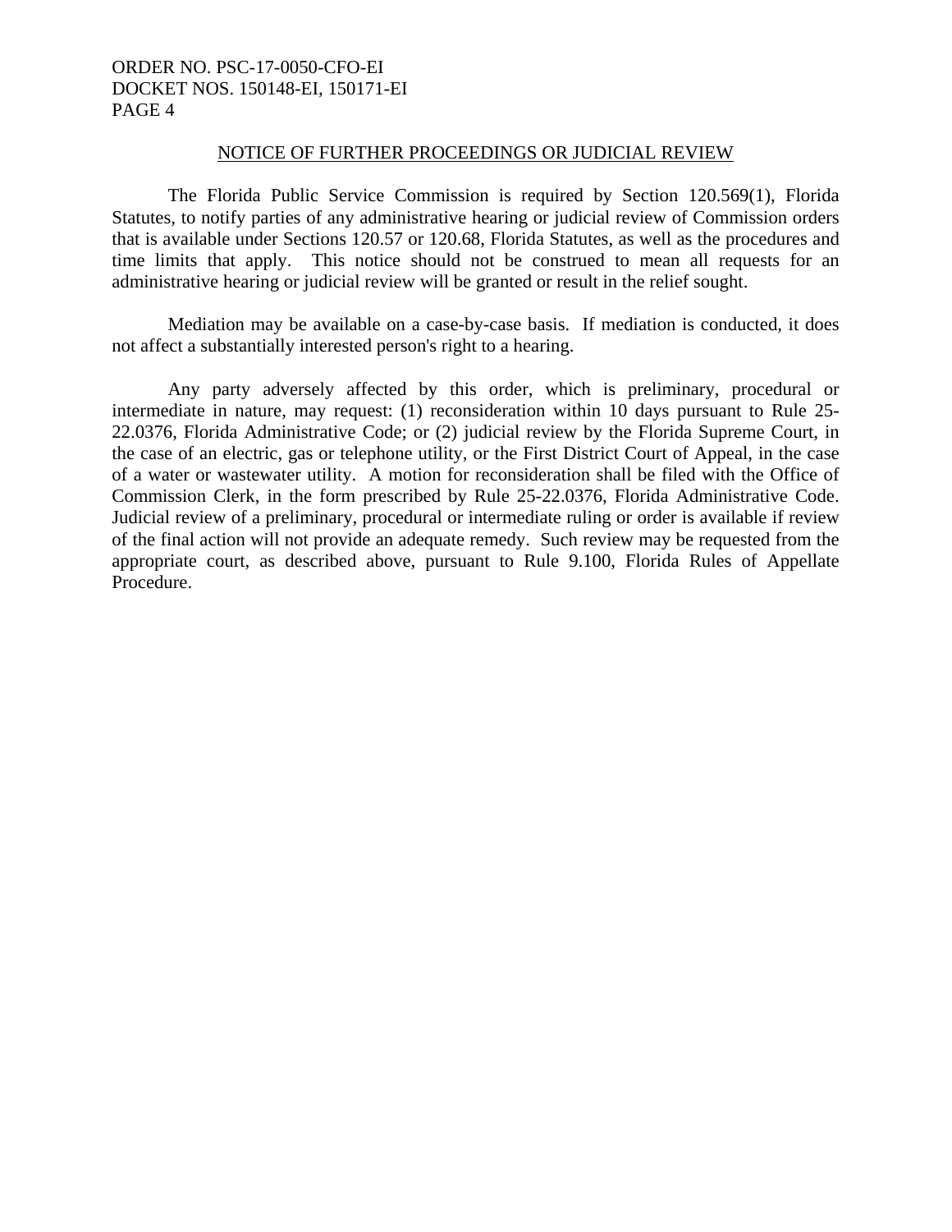## NOTICE OF FURTHER PROCEEDINGS OR JUDICIAL REVIEW

The Florida Public Service Commission is required by Section 120.569(1), Florida Statutes, to notify parties of any administrative hearing or judicial review of Commission orders that is available under Sections 120.57 or 120.68, Florida Statutes, as well as the procedures and time limits that apply. This notice should not be construed to mean all requests for an administrative hearing or judicial review will be granted or result in the relief sought.

Mediation may be available on a case-by-case basis. If mediation is conducted, it does not affect a substantially interested person's right to a hearing.

Any party adversely affected by this order, which is preliminary, procedural or intermediate in nature, may request: (1) reconsideration within 10 days pursuant to Rule 25-22.0376, Florida Administrative Code; or (2) judicial review by the Florida Supreme Court, in the case of an electric, gas or telephone utility, or the First District Court of Appeal, in the case of a water or wastewater utility. A motion for reconsideration shall be filed with the Office of Commission Clerk, in the form prescribed by Rule 25-22.0376, Florida Administrative Code. Judicial review of a preliminary, procedural or intermediate ruling or order is available if review of the final action will not provide an adequate remedy. Such review may be requested from the appropriate court, as described above, pursuant to Rule 9.100, Florida Rules of Appellate Procedure.